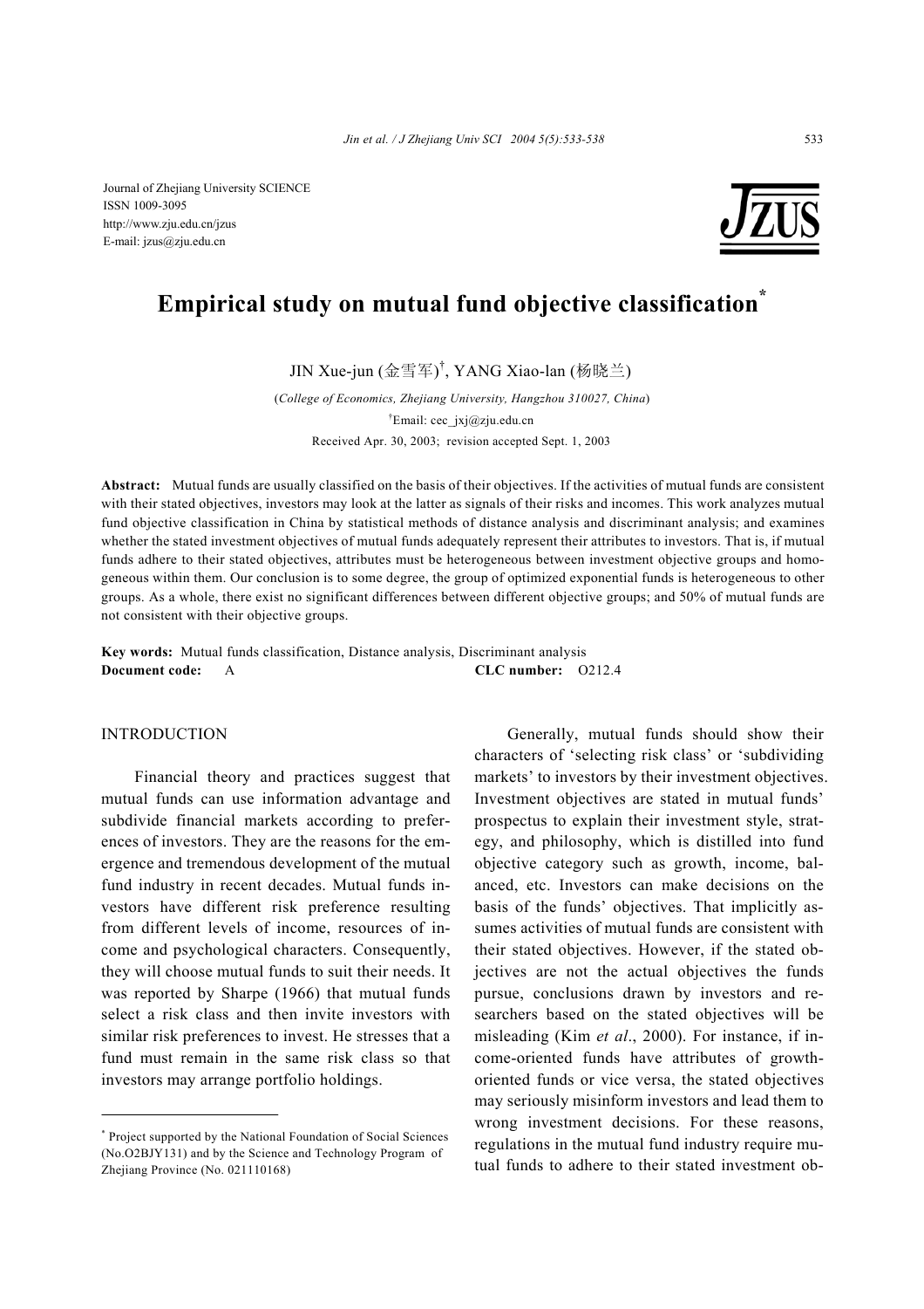Journal of Zhejiang University SCIENCE
ISSN 1009-3095
http://www.zju.edu.cn/jzus
E-mail: jzus@zju.edu.cn

# Empirical study on mutual fund objective classification*

JIN Xue-jun (金雪军)[†], YANG Xiao-lan (杨晓兰)

(*College of Economics, Zhejiang University, Hangzhou 310027, China*)

[†]Email: cec_jxj@zju.edu.cn

Received Apr. 30, 2003; revision accepted Sept. 1, 2003

**Abstract:** Mutual funds are usually classified on the basis of their objectives. If the activities of mutual funds are consistent with their stated objectives, investors may look at the latter as signals of their risks and incomes. This work analyzes mutual fund objective classification in China by statistical methods of distance analysis and discriminant analysis; and examines whether the stated investment objectives of mutual funds adequately represent their attributes to investors. That is, if mutual funds adhere to their stated objectives, attributes must be heterogeneous between investment objective groups and homogeneous within them. Our conclusion is to some degree, the group of optimized exponential funds is heterogeneous to other groups. As a whole, there exist no significant differences between different objective groups; and 50% of mutual funds are not consistent with their objective groups.

**Key words:** Mutual funds classification, Distance analysis, Discriminant analysis
**Document code:** A **CLC number:** O212.4

## INTRODUCTION

Financial theory and practices suggest that mutual funds can use information advantage and subdivide financial markets according to preferences of investors. They are the reasons for the emergence and tremendous development of the mutual fund industry in recent decades. Mutual funds investors have different risk preference resulting from different levels of income, resources of income and psychological characters. Consequently, they will choose mutual funds to suit their needs. It was reported by Sharpe (1966) that mutual funds select a risk class and then invite investors with similar risk preferences to invest. He stresses that a fund must remain in the same risk class so that investors may arrange portfolio holdings.

Generally, mutual funds should show their characters of 'selecting risk class' or 'subdividing markets' to investors by their investment objectives. Investment objectives are stated in mutual funds' prospectus to explain their investment style, strategy, and philosophy, which is distilled into fund objective category such as growth, income, balanced, etc. Investors can make decisions on the basis of the funds' objectives. That implicitly assumes activities of mutual funds are consistent with their stated objectives. However, if the stated objectives are not the actual objectives the funds pursue, conclusions drawn by investors and researchers based on the stated objectives will be misleading (Kim *et al*., 2000). For instance, if income-oriented funds have attributes of growth-oriented funds or vice versa, the stated objectives may seriously misinform investors and lead them to wrong investment decisions. For these reasons, regulations in the mutual fund industry require mutual funds to adhere to their stated investment ob-

---

* Project supported by the National Foundation of Social Sciences (No.O2BJY131) and by the Science and Technology Program of Zhejiang Province (No. 021110168)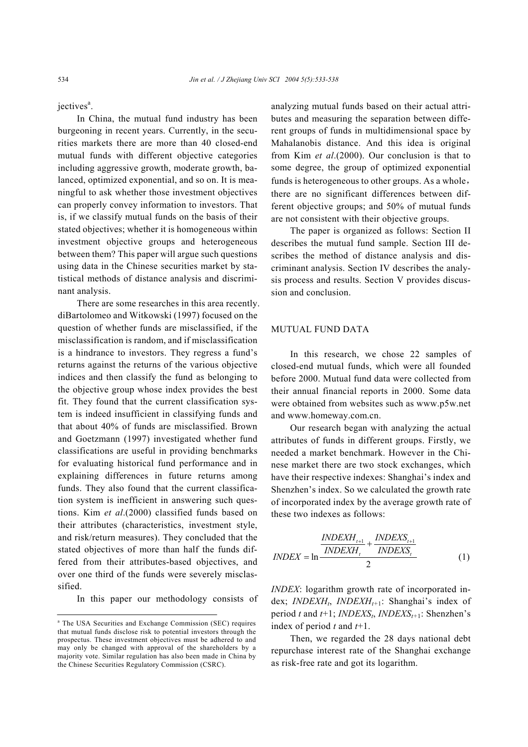jectives[a].

In China, the mutual fund industry has been burgeoning in recent years. Currently, in the securities markets there are more than 40 closed-end mutual funds with different objective categories including aggressive growth, moderate growth, balanced, optimized exponential, and so on. It is meaningful to ask whether those investment objectives can properly convey information to investors. That is, if we classify mutual funds on the basis of their stated objectives; whether it is homogeneous within investment objective groups and heterogeneous between them? This paper will argue such questions using data in the Chinese securities market by statistical methods of distance analysis and discriminant analysis.

There are some researches in this area recently. diBartolomeo and Witkowski (1997) focused on the question of whether funds are misclassified, if the misclassification is random, and if misclassification is a hindrance to investors. They regress a fund's returns against the returns of the various objective indices and then classify the fund as belonging to the objective group whose index provides the best fit. They found that the current classification system is indeed insufficient in classifying funds and that about 40% of funds are misclassified. Brown and Goetzmann (1997) investigated whether fund classifications are useful in providing benchmarks for evaluating historical fund performance and in explaining differences in future returns among funds. They also found that the current classification system is inefficient in answering such questions. Kim *et al*.(2000) classified funds based on their attributes (characteristics, investment style, and risk/return measures). They concluded that the stated objectives of more than half the funds differed from their attributes-based objectives, and over one third of the funds were severely misclassified.

In this paper our methodology consists of analyzing mutual funds based on their actual attributes and measuring the separation between different groups of funds in multidimensional space by Mahalanobis distance. And this idea is original from Kim *et al*.(2000). Our conclusion is that to some degree, the group of optimized exponential funds is heterogeneous to other groups. As a whole, there are no significant differences between different objective groups; and 50% of mutual funds are not consistent with their objective groups.

The paper is organized as follows: Section II describes the mutual fund sample. Section III describes the method of distance analysis and discriminant analysis. Section IV describes the analysis process and results. Section V provides discussion and conclusion.

## MUTUAL FUND DATA

In this research, we chose 22 samples of closed-end mutual funds, which were all founded before 2000. Mutual fund data were collected from their annual financial reports in 2000. Some data were obtained from websites such as www.p5w.net and www.homeway.com.cn.

Our research began with analyzing the actual attributes of funds in different groups. Firstly, we needed a market benchmark. However in the Chinese market there are two stock exchanges, which have their respective indexes: Shanghai's index and Shenzhen's index. So we calculated the growth rate of incorporated index by the average growth rate of these two indexes as follows:

$$INDEX = \ln \frac{\dfrac{INDEXH_{t+1}}{INDEXH_t} + \dfrac{INDEXS_{t+1}}{INDEXS_t}}{2} \tag{1}$$

*INDEX*: logarithm growth rate of incorporated index; $INDEXH_t$, $INDEXH_{t+1}$: Shanghai's index of period $t$ and $t$+1; $INDEXS_t$, $INDEXS_{t+1}$: Shenzhen's index of period $t$ and $t$+1.

Then, we regarded the 28 days national debt repurchase interest rate of the Shanghai exchange as risk-free rate and got its logarithm.

---

[a] The USA Securities and Exchange Commission (SEC) requires that mutual funds disclose risk to potential investors through the prospectus. These investment objectives must be adhered to and may only be changed with approval of the shareholders by a majority vote. Similar regulation has also been made in China by the Chinese Securities Regulatory Commission (CSRC).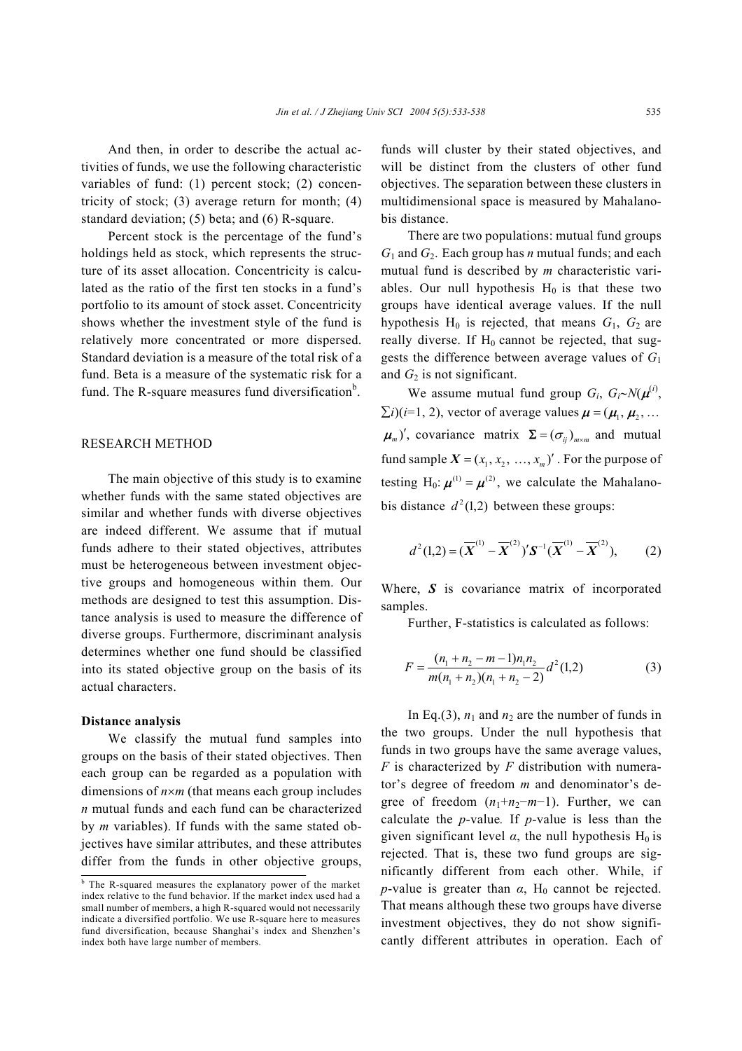And then, in order to describe the actual activities of funds, we use the following characteristic variables of fund: (1) percent stock; (2) concentricity of stock; (3) average return for month; (4) standard deviation; (5) beta; and (6) R-square.

Percent stock is the percentage of the fund's holdings held as stock, which represents the structure of its asset allocation. Concentricity is calculated as the ratio of the first ten stocks in a fund's portfolio to its amount of stock asset. Concentricity shows whether the investment style of the fund is relatively more concentrated or more dispersed. Standard deviation is a measure of the total risk of a fund. Beta is a measure of the systematic risk for a fund. The R-square measures fund diversification[b].

## RESEARCH METHOD

The main objective of this study is to examine whether funds with the same stated objectives are similar and whether funds with diverse objectives are indeed different. We assume that if mutual funds adhere to their stated objectives, attributes must be heterogeneous between investment objective groups and homogeneous within them. Our methods are designed to test this assumption. Distance analysis is used to measure the difference of diverse groups. Furthermore, discriminant analysis determines whether one fund should be classified into its stated objective group on the basis of its actual characters.

### Distance analysis

We classify the mutual fund samples into groups on the basis of their stated objectives. Then each group can be regarded as a population with dimensions of $n\times m$ (that means each group includes $n$ mutual funds and each fund can be characterized by $m$ variables). If funds with the same stated objectives have similar attributes, and these attributes differ from the funds in other objective groups, funds will cluster by their stated objectives, and will be distinct from the clusters of other fund objectives. The separation between these clusters in multidimensional space is measured by Mahalanobis distance.

There are two populations: mutual fund groups $G_1$ and $G_2$. Each group has $n$ mutual funds; and each mutual fund is described by $m$ characteristic variables. Our null hypothesis $H_0$ is that these two groups have identical average values. If the null hypothesis $H_0$ is rejected, that means $G_1$, $G_2$ are really diverse. If $H_0$ cannot be rejected, that suggests the difference between average values of $G_1$ and $G_2$ is not significant.

We assume mutual fund group $G_i$, $G_i \sim N(\boldsymbol{\mu}^{(i)}, \Sigma i)(i=1, 2)$, vector of average values $\boldsymbol{\mu}=(\boldsymbol{\mu}_1, \boldsymbol{\mu}_2, \ldots \boldsymbol{\mu}_m)'$, covariance matrix $\boldsymbol{\Sigma}=(\sigma_{ij})_{m\times m}$ and mutual fund sample $\boldsymbol{X}=(x_1, x_2, \ldots, x_m)'$. For the purpose of testing $H_0$: $\boldsymbol{\mu}^{(1)}=\boldsymbol{\mu}^{(2)}$, we calculate the Mahalanobis distance $d^2(1,2)$ between these groups:

$$d^2(1,2)=(\overline{\boldsymbol{X}}^{(1)}-\overline{\boldsymbol{X}}^{(2)})'\boldsymbol{S}^{-1}(\overline{\boldsymbol{X}}^{(1)}-\overline{\boldsymbol{X}}^{(2)}), \tag{2}$$

Where, $\boldsymbol{S}$ is covariance matrix of incorporated samples.

Further, F-statistics is calculated as follows:

$$F=\frac{(n_1+n_2-m-1)n_1 n_2}{m(n_1+n_2)(n_1+n_2-2)}d^2(1,2) \tag{3}$$

In Eq.(3), $n_1$ and $n_2$ are the number of funds in the two groups. Under the null hypothesis that funds in two groups have the same average values, $F$ is characterized by $F$ distribution with numerator's degree of freedom $m$ and denominator's degree of freedom $(n_1+n_2-m-1)$. Further, we can calculate the $p$-value. If $p$-value is less than the given significant level $\alpha$, the null hypothesis $H_0$ is rejected. That is, these two fund groups are significantly different from each other. While, if $p$-value is greater than $\alpha$, $H_0$ cannot be rejected. That means although these two groups have diverse investment objectives, they do not show significantly different attributes in operation. Each of

[b] The R-squared measures the explanatory power of the market index relative to the fund behavior. If the market index used had a small number of members, a high R-squared would not necessarily indicate a diversified portfolio. We use R-square here to measures fund diversification, because Shanghai's index and Shenzhen's index both have large number of members.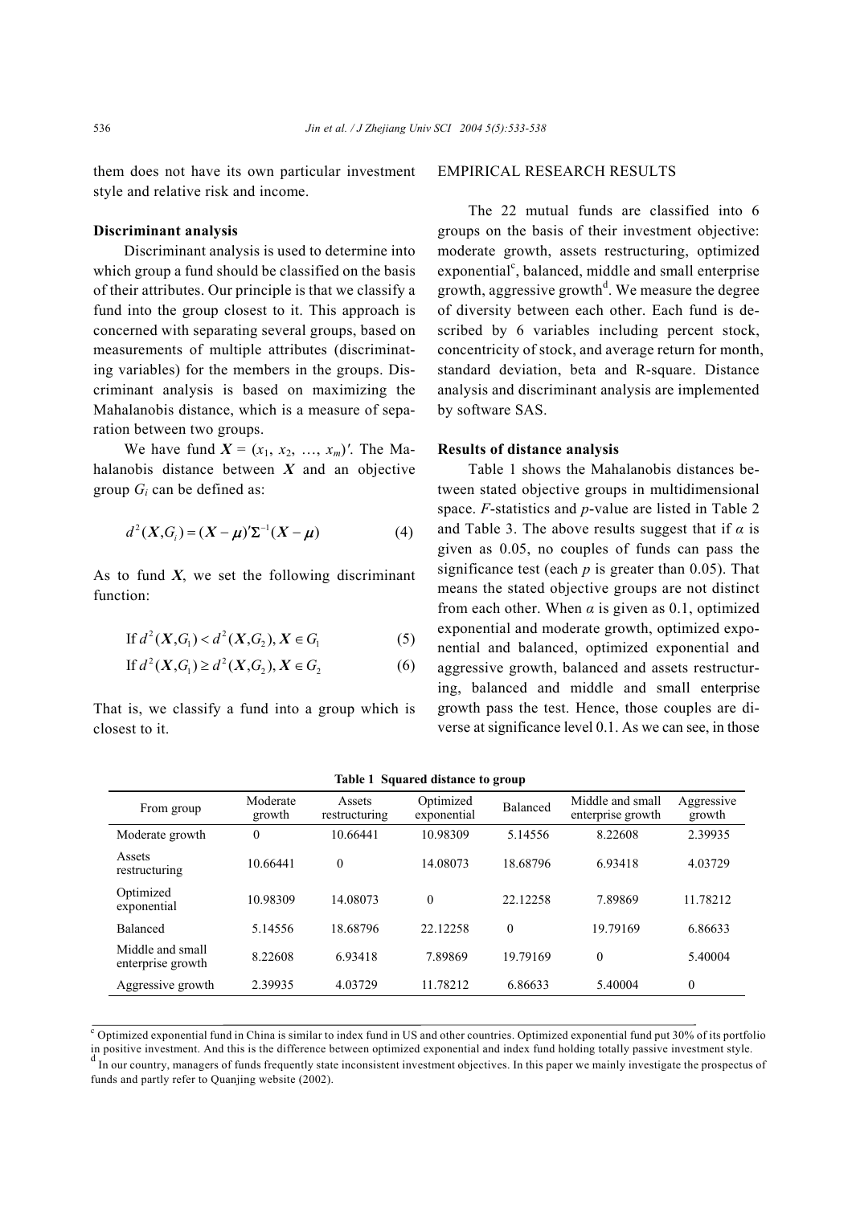them does not have its own particular investment style and relative risk and income.

### Discriminant analysis

Discriminant analysis is used to determine into which group a fund should be classified on the basis of their attributes. Our principle is that we classify a fund into the group closest to it. This approach is concerned with separating several groups, based on measurements of multiple attributes (discriminating variables) for the members in the groups. Discriminant analysis is based on maximizing the Mahalanobis distance, which is a measure of separation between two groups.

We have fund $\boldsymbol{X} = (x_1, x_2, \ldots, x_m)'$. The Mahalanobis distance between $\boldsymbol{X}$ and an objective group $G_i$ can be defined as:

$$d^2(\boldsymbol{X}, G_i) = (\boldsymbol{X} - \boldsymbol{\mu})'\Sigma^{-1}(\boldsymbol{X} - \boldsymbol{\mu}) \tag{4}$$

As to fund $\boldsymbol{X}$, we set the following discriminant function:

$$\text{If } d^2(\boldsymbol{X}, G_1) < d^2(\boldsymbol{X}, G_2), \boldsymbol{X} \in G_1 \tag{5}$$

$$\text{If } d^2(\boldsymbol{X}, G_1) \geq d^2(\boldsymbol{X}, G_2), \boldsymbol{X} \in G_2 \tag{6}$$

That is, we classify a fund into a group which is closest to it.

## EMPIRICAL RESEARCH RESULTS

The 22 mutual funds are classified into 6 groups on the basis of their investment objective: moderate growth, assets restructuring, optimized exponential[c], balanced, middle and small enterprise growth, aggressive growth[d]. We measure the degree of diversity between each other. Each fund is described by 6 variables including percent stock, concentricity of stock, and average return for month, standard deviation, beta and R-square. Distance analysis and discriminant analysis are implemented by software SAS.

### Results of distance analysis

Table 1 shows the Mahalanobis distances between stated objective groups in multidimensional space. $F$-statistics and $p$-value are listed in Table 2 and Table 3. The above results suggest that if $\alpha$ is given as 0.05, no couples of funds can pass the significance test (each $p$ is greater than 0.05). That means the stated objective groups are not distinct from each other. When $\alpha$ is given as 0.1, optimized exponential and moderate growth, optimized exponential and balanced, optimized exponential and aggressive growth, balanced and assets restructuring, balanced and middle and small enterprise growth pass the test. Hence, those couples are diverse at significance level 0.1. As we can see, in those

**Table 1 Squared distance to group**

| From group | Moderate growth | Assets restructuring | Optimized exponential | Balanced | Middle and small enterprise growth | Aggressive growth |
|---|---|---|---|---|---|---|
| Moderate growth | 0 | 10.66441 | 10.98309 | 5.14556 | 8.22608 | 2.39935 |
| Assets restructuring | 10.66441 | 0 | 14.08073 | 18.68796 | 6.93418 | 4.03729 |
| Optimized exponential | 10.98309 | 14.08073 | 0 | 22.12258 | 7.89869 | 11.78212 |
| Balanced | 5.14556 | 18.68796 | 22.12258 | 0 | 19.79169 | 6.86633 |
| Middle and small enterprise growth | 8.22608 | 6.93418 | 7.89869 | 19.79169 | 0 | 5.40004 |
| Aggressive growth | 2.39935 | 4.03729 | 11.78212 | 6.86633 | 5.40004 | 0 |

---

[c] Optimized exponential fund in China is similar to index fund in US and other countries. Optimized exponential fund put 30% of its portfolio in positive investment. And this is the difference between optimized exponential and index fund holding totally passive investment style.

[d] In our country, managers of funds frequently state inconsistent investment objectives. In this paper we mainly investigate the prospectus of funds and partly refer to Quanjing website (2002).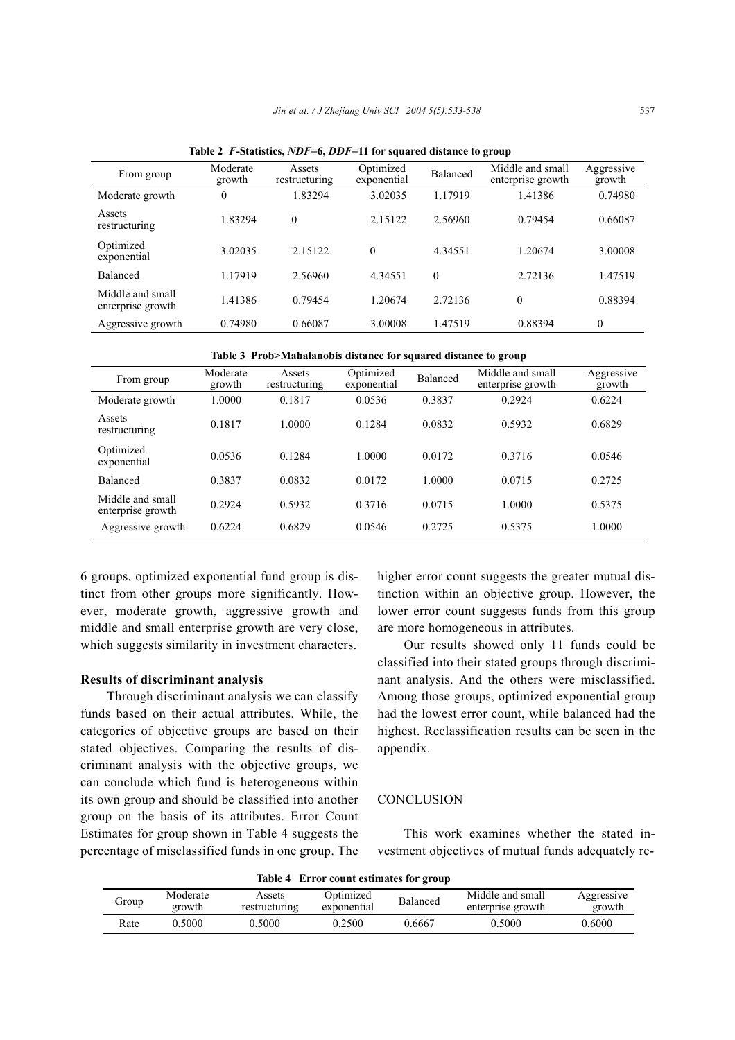**Table 2 *F*-Statistics, *NDF*=6, *DDF*=11 for squared distance to group**

| From group | Moderate growth | Assets restructuring | Optimized exponential | Balanced | Middle and small enterprise growth | Aggressive growth |
|---|---|---|---|---|---|---|
| Moderate growth | 0 | 1.83294 | 3.02035 | 1.17919 | 1.41386 | 0.74980 |
| Assets restructuring | 1.83294 | 0 | 2.15122 | 2.56960 | 0.79454 | 0.66087 |
| Optimized exponential | 3.02035 | 2.15122 | 0 | 4.34551 | 1.20674 | 3.00008 |
| Balanced | 1.17919 | 2.56960 | 4.34551 | 0 | 2.72136 | 1.47519 |
| Middle and small enterprise growth | 1.41386 | 0.79454 | 1.20674 | 2.72136 | 0 | 0.88394 |
| Aggressive growth | 0.74980 | 0.66087 | 3.00008 | 1.47519 | 0.88394 | 0 |

**Table 3 Prob>Mahalanobis distance for squared distance to group**

| From group | Moderate growth | Assets restructuring | Optimized exponential | Balanced | Middle and small enterprise growth | Aggressive growth |
|---|---|---|---|---|---|---|
| Moderate growth | 1.0000 | 0.1817 | 0.0536 | 0.3837 | 0.2924 | 0.6224 |
| Assets restructuring | 0.1817 | 1.0000 | 0.1284 | 0.0832 | 0.5932 | 0.6829 |
| Optimized exponential | 0.0536 | 0.1284 | 1.0000 | 0.0172 | 0.3716 | 0.0546 |
| Balanced | 0.3837 | 0.0832 | 0.0172 | 1.0000 | 0.0715 | 0.2725 |
| Middle and small enterprise growth | 0.2924 | 0.5932 | 0.3716 | 0.0715 | 1.0000 | 0.5375 |
| Aggressive growth | 0.6224 | 0.6829 | 0.0546 | 0.2725 | 0.5375 | 1.0000 |

6 groups, optimized exponential fund group is distinct from other groups more significantly. However, moderate growth, aggressive growth and middle and small enterprise growth are very close, which suggests similarity in investment characters.

### Results of discriminant analysis

Through discriminant analysis we can classify funds based on their actual attributes. While, the categories of objective groups are based on their stated objectives. Comparing the results of discriminant analysis with the objective groups, we can conclude which fund is heterogeneous within its own group and should be classified into another group on the basis of its attributes. Error Count Estimates for group shown in Table 4 suggests the percentage of misclassified funds in one group. The higher error count suggests the greater mutual distinction within an objective group. However, the lower error count suggests funds from this group are more homogeneous in attributes.

Our results showed only 11 funds could be classified into their stated groups through discriminant analysis. And the others were misclassified. Among those groups, optimized exponential group had the lowest error count, while balanced had the highest. Reclassification results can be seen in the appendix.

## CONCLUSION

This work examines whether the stated investment objectives of mutual funds adequately re-

**Table 4 Error count estimates for group**

| Group | Moderate growth | Assets restructuring | Optimized exponential | Balanced | Middle and small enterprise growth | Aggressive growth |
|---|---|---|---|---|---|---|
| Rate | 0.5000 | 0.5000 | 0.2500 | 0.6667 | 0.5000 | 0.6000 |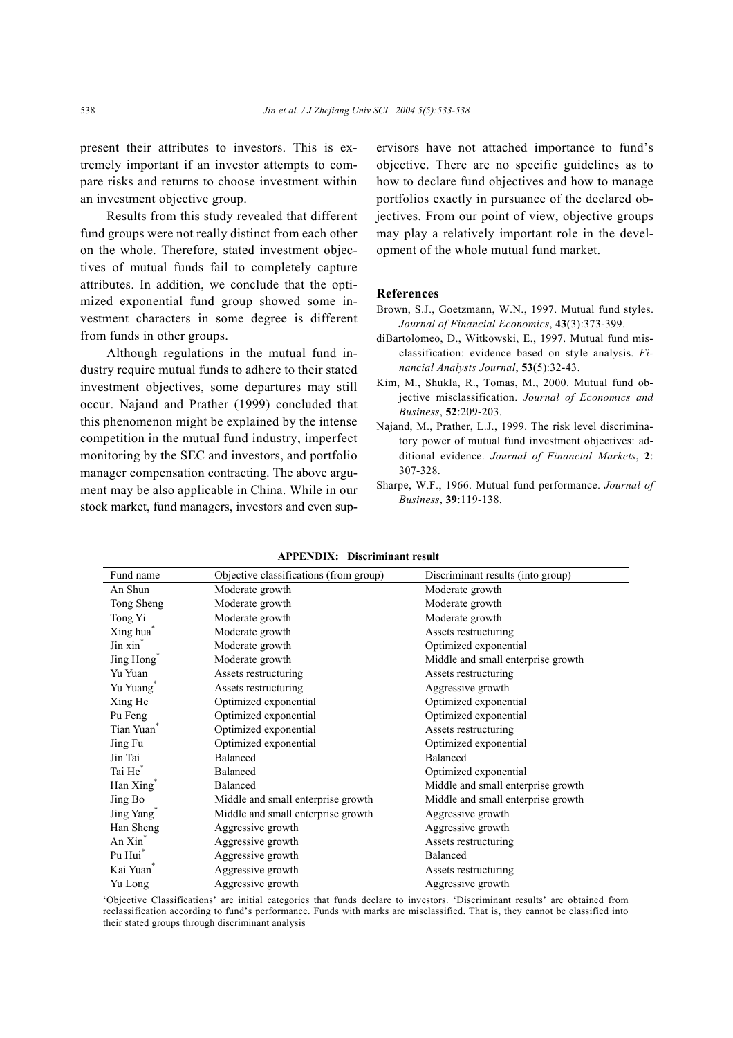present their attributes to investors. This is extremely important if an investor attempts to compare risks and returns to choose investment within an investment objective group.

Results from this study revealed that different fund groups were not really distinct from each other on the whole. Therefore, stated investment objectives of mutual funds fail to completely capture attributes. In addition, we conclude that the optimized exponential fund group showed some investment characters in some degree is different from funds in other groups.

Although regulations in the mutual fund industry require mutual funds to adhere to their stated investment objectives, some departures may still occur. Najand and Prather (1999) concluded that this phenomenon might be explained by the intense competition in the mutual fund industry, imperfect monitoring by the SEC and investors, and portfolio manager compensation contracting. The above argument may be also applicable in China. While in our stock market, fund managers, investors and even supervisors have not attached importance to fund's objective. There are no specific guidelines as to how to declare fund objectives and how to manage portfolios exactly in pursuance of the declared objectives. From our point of view, objective groups may play a relatively important role in the development of the whole mutual fund market.

## References

Brown, S.J., Goetzmann, W.N., 1997. Mutual fund styles. *Journal of Financial Economics*, **43**(3):373-399.

diBartolomeo, D., Witkowski, E., 1997. Mutual fund misclassification: evidence based on style analysis. *Financial Analysts Journal*, **53**(5):32-43.

Kim, M., Shukla, R., Tomas, M., 2000. Mutual fund objective misclassification. *Journal of Economics and Business*, **52**:209-203.

Najand, M., Prather, L.J., 1999. The risk level discriminatory power of mutual fund investment objectives: additional evidence. *Journal of Financial Markets*, **2**: 307-328.

Sharpe, W.F., 1966. Mutual fund performance. *Journal of Business*, **39**:119-138.

**APPENDIX: Discriminant result**

| Fund name | Objective classifications (from group) | Discriminant results (into group) |
|---|---|---|
| An Shun | Moderate growth | Moderate growth |
| Tong Sheng | Moderate growth | Moderate growth |
| Tong Yi | Moderate growth | Moderate growth |
| Xing hua* | Moderate growth | Assets restructuring |
| Jin xin* | Moderate growth | Optimized exponential |
| Jing Hong* | Moderate growth | Middle and small enterprise growth |
| Yu Yuan | Assets restructuring | Assets restructuring |
| Yu Yuang* | Assets restructuring | Aggressive growth |
| Xing He | Optimized exponential | Optimized exponential |
| Pu Feng | Optimized exponential | Optimized exponential |
| Tian Yuan* | Optimized exponential | Assets restructuring |
| Jing Fu | Optimized exponential | Optimized exponential |
| Jin Tai | Balanced | Balanced |
| Tai He* | Balanced | Optimized exponential |
| Han Xing* | Balanced | Middle and small enterprise growth |
| Jing Bo | Middle and small enterprise growth | Middle and small enterprise growth |
| Jing Yang* | Middle and small enterprise growth | Aggressive growth |
| Han Sheng | Aggressive growth | Aggressive growth |
| An Xin* | Aggressive growth | Assets restructuring |
| Pu Hui* | Aggressive growth | Balanced |
| Kai Yuan* | Aggressive growth | Assets restructuring |
| Yu Long | Aggressive growth | Aggressive growth |

'Objective Classifications' are initial categories that funds declare to investors. 'Discriminant results' are obtained from reclassification according to fund's performance. Funds with marks are misclassified. That is, they cannot be classified into their stated groups through discriminant analysis